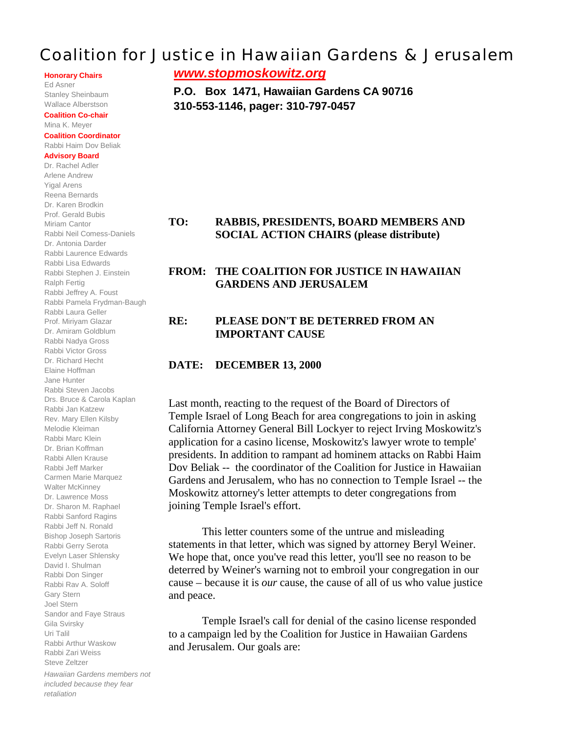# Coalition for Justice in Hawaiian Gardens & Jerusalem

***www.stopmoskowitz.org***

**P.O. Box 1471, Hawaiian Gardens CA 90716**
**310-553-1146, pager: 310-797-0457**

**Honorary Chairs**
Ed Asner
Stanley Sheinbaum
Wallace Alberstson

**Coalition Co-chair**
Mina K. Meyer

**Coalition Coordinator**
Rabbi Haim Dov Beliak

**Advisory Board**
Dr. Rachel Adler
Arlene Andrew
Yigal Arens
Reena Bernards
Dr. Karen Brodkin
Prof. Gerald Bubis
Miriam Cantor
Rabbi Neil Comess-Daniels
Dr. Antonia Darder
Rabbi Laurence Edwards
Rabbi Lisa Edwards
Rabbi Stephen J. Einstein
Ralph Fertig
Rabbi Jeffrey A. Foust
Rabbi Pamela Frydman-Baugh
Rabbi Laura Geller
Prof. Miriyam Glazar
Dr. Amiram Goldblum
Rabbi Nadya Gross
Rabbi Victor Gross
Dr. Richard Hecht
Elaine Hoffman
Jane Hunter
Rabbi Steven Jacobs
Drs. Bruce & Carola Kaplan
Rabbi Jan Katzew
Rev. Mary Ellen Kilsby
Melodie Kleiman
Rabbi Marc Klein
Dr. Brian Koffman
Rabbi Allen Krause
Rabbi Jeff Marker
Carmen Marie Marquez
Walter McKinney
Dr. Lawrence Moss
Dr. Sharon M. Raphael
Rabbi Sanford Ragins
Rabbi Jeff N. Ronald
Bishop Joseph Sartoris
Rabbi Gerry Serota
Evelyn Laser Shlensky
David I. Shulman
Rabbi Don Singer
Rabbi Rav A. Soloff
Gary Stern
Joel Stern
Sandor and Faye Straus
Gila Svirsky
Uri Talil
Rabbi Arthur Waskow
Rabbi Zari Weiss
Steve Zeltzer

*Hawaiian Gardens members not included because they fear retaliation*

---

**TO:** **RABBIS, PRESIDENTS, BOARD MEMBERS AND SOCIAL ACTION CHAIRS (please distribute)**

**FROM:** **THE COALITION FOR JUSTICE IN HAWAIIAN GARDENS AND JERUSALEM**

**RE:** **PLEASE DON'T BE DETERRED FROM AN IMPORTANT CAUSE**

**DATE:** **DECEMBER 13, 2000**

Last month, reacting to the request of the Board of Directors of Temple Israel of Long Beach for area congregations to join in asking California Attorney General Bill Lockyer to reject Irving Moskowitz's application for a casino license, Moskowitz's lawyer wrote to temple' presidents. In addition to rampant ad hominem attacks on Rabbi Haim Dov Beliak -- the coordinator of the Coalition for Justice in Hawaiian Gardens and Jerusalem, who has no connection to Temple Israel -- the Moskowitz attorney's letter attempts to deter congregations from joining Temple Israel's effort.

This letter counters some of the untrue and misleading statements in that letter, which was signed by attorney Beryl Weiner. We hope that, once you've read this letter, you'll see no reason to be deterred by Weiner's warning not to embroil your congregation in our cause – because it is *our* cause, the cause of all of us who value justice and peace.

Temple Israel's call for denial of the casino license responded to a campaign led by the Coalition for Justice in Hawaiian Gardens and Jerusalem. Our goals are: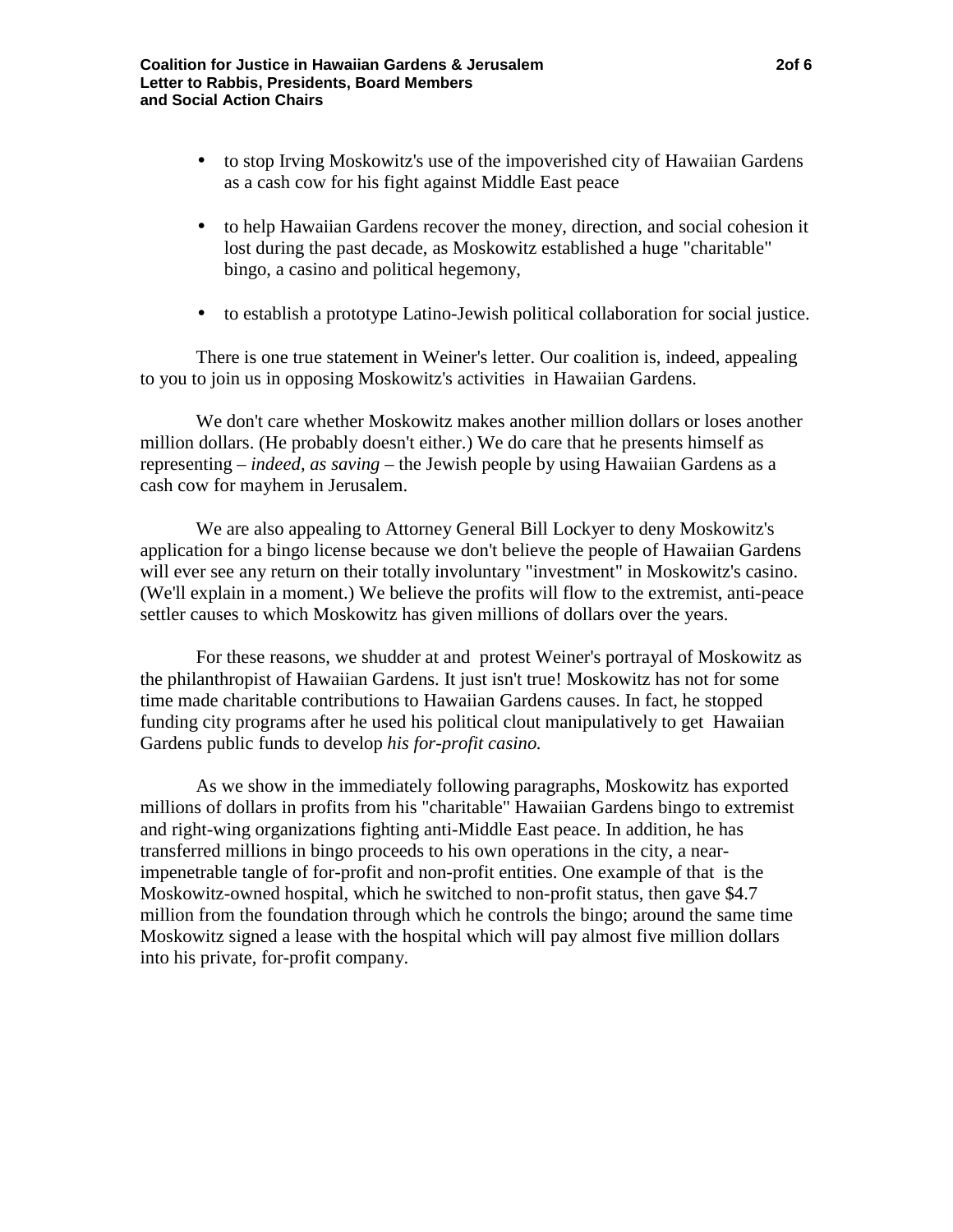- to stop Irving Moskowitz's use of the impoverished city of Hawaiian Gardens as a cash cow for his fight against Middle East peace

- to help Hawaiian Gardens recover the money, direction, and social cohesion it lost during the past decade, as Moskowitz established a huge "charitable" bingo, a casino and political hegemony,

- to establish a prototype Latino-Jewish political collaboration for social justice.

There is one true statement in Weiner's letter. Our coalition is, indeed, appealing to you to join us in opposing Moskowitz's activities in Hawaiian Gardens.

We don't care whether Moskowitz makes another million dollars or loses another million dollars. (He probably doesn't either.) We do care that he presents himself as representing – *indeed, as saving* – the Jewish people by using Hawaiian Gardens as a cash cow for mayhem in Jerusalem.

We are also appealing to Attorney General Bill Lockyer to deny Moskowitz's application for a bingo license because we don't believe the people of Hawaiian Gardens will ever see any return on their totally involuntary "investment" in Moskowitz's casino. (We'll explain in a moment.) We believe the profits will flow to the extremist, anti-peace settler causes to which Moskowitz has given millions of dollars over the years.

For these reasons, we shudder at and protest Weiner's portrayal of Moskowitz as the philanthropist of Hawaiian Gardens. It just isn't true! Moskowitz has not for some time made charitable contributions to Hawaiian Gardens causes. In fact, he stopped funding city programs after he used his political clout manipulatively to get Hawaiian Gardens public funds to develop *his for-profit casino.*

As we show in the immediately following paragraphs, Moskowitz has exported millions of dollars in profits from his "charitable" Hawaiian Gardens bingo to extremist and right-wing organizations fighting anti-Middle East peace. In addition, he has transferred millions in bingo proceeds to his own operations in the city, a near-impenetrable tangle of for-profit and non-profit entities. One example of that is the Moskowitz-owned hospital, which he switched to non-profit status, then gave $4.7 million from the foundation through which he controls the bingo; around the same time Moskowitz signed a lease with the hospital which will pay almost five million dollars into his private, for-profit company.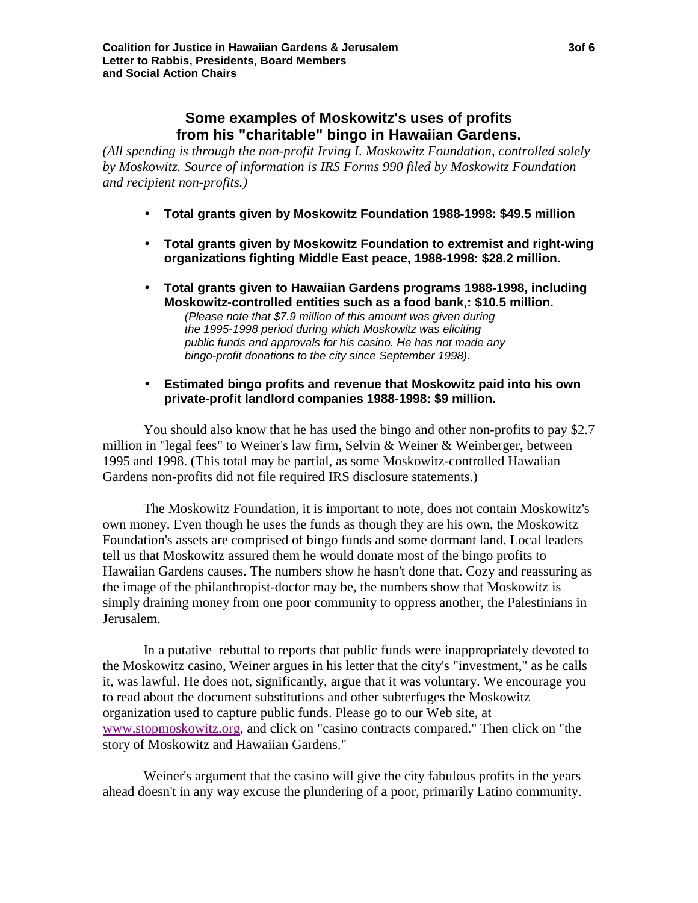## Some examples of Moskowitz's uses of profits from his "charitable" bingo in Hawaiian Gardens.

*(All spending is through the non-profit Irving I. Moskowitz Foundation, controlled solely by Moskowitz. Source of information is IRS Forms 990 filed by Moskowitz Foundation and recipient non-profits.)*

- **Total grants given by Moskowitz Foundation 1988-1998: $49.5 million**
- **Total grants given by Moskowitz Foundation to extremist and right-wing organizations fighting Middle East peace, 1988-1998: $28.2 million.**
- **Total grants given to Hawaiian Gardens programs 1988-1998, including Moskowitz-controlled entities such as a food bank,: $10.5 million.**
  *(Please note that $7.9 million of this amount was given during the 1995-1998 period during which Moskowitz was eliciting public funds and approvals for his casino. He has not made any bingo-profit donations to the city since September 1998).*
- **Estimated bingo profits and revenue that Moskowitz paid into his own private-profit landlord companies 1988-1998: $9 million.**

You should also know that he has used the bingo and other non-profits to pay $2.7 million in "legal fees" to Weiner's law firm, Selvin & Weiner & Weinberger, between 1995 and 1998. (This total may be partial, as some Moskowitz-controlled Hawaiian Gardens non-profits did not file required IRS disclosure statements.)

The Moskowitz Foundation, it is important to note, does not contain Moskowitz's own money. Even though he uses the funds as though they are his own, the Moskowitz Foundation's assets are comprised of bingo funds and some dormant land. Local leaders tell us that Moskowitz assured them he would donate most of the bingo profits to Hawaiian Gardens causes. The numbers show he hasn't done that. Cozy and reassuring as the image of the philanthropist-doctor may be, the numbers show that Moskowitz is simply draining money from one poor community to oppress another, the Palestinians in Jerusalem.

In a putative rebuttal to reports that public funds were inappropriately devoted to the Moskowitz casino, Weiner argues in his letter that the city's "investment," as he calls it, was lawful. He does not, significantly, argue that it was voluntary. We encourage you to read about the document substitutions and other subterfuges the Moskowitz organization used to capture public funds. Please go to our Web site, at www.stopmoskowitz.org, and click on "casino contracts compared." Then click on "the story of Moskowitz and Hawaiian Gardens."

Weiner's argument that the casino will give the city fabulous profits in the years ahead doesn't in any way excuse the plundering of a poor, primarily Latino community.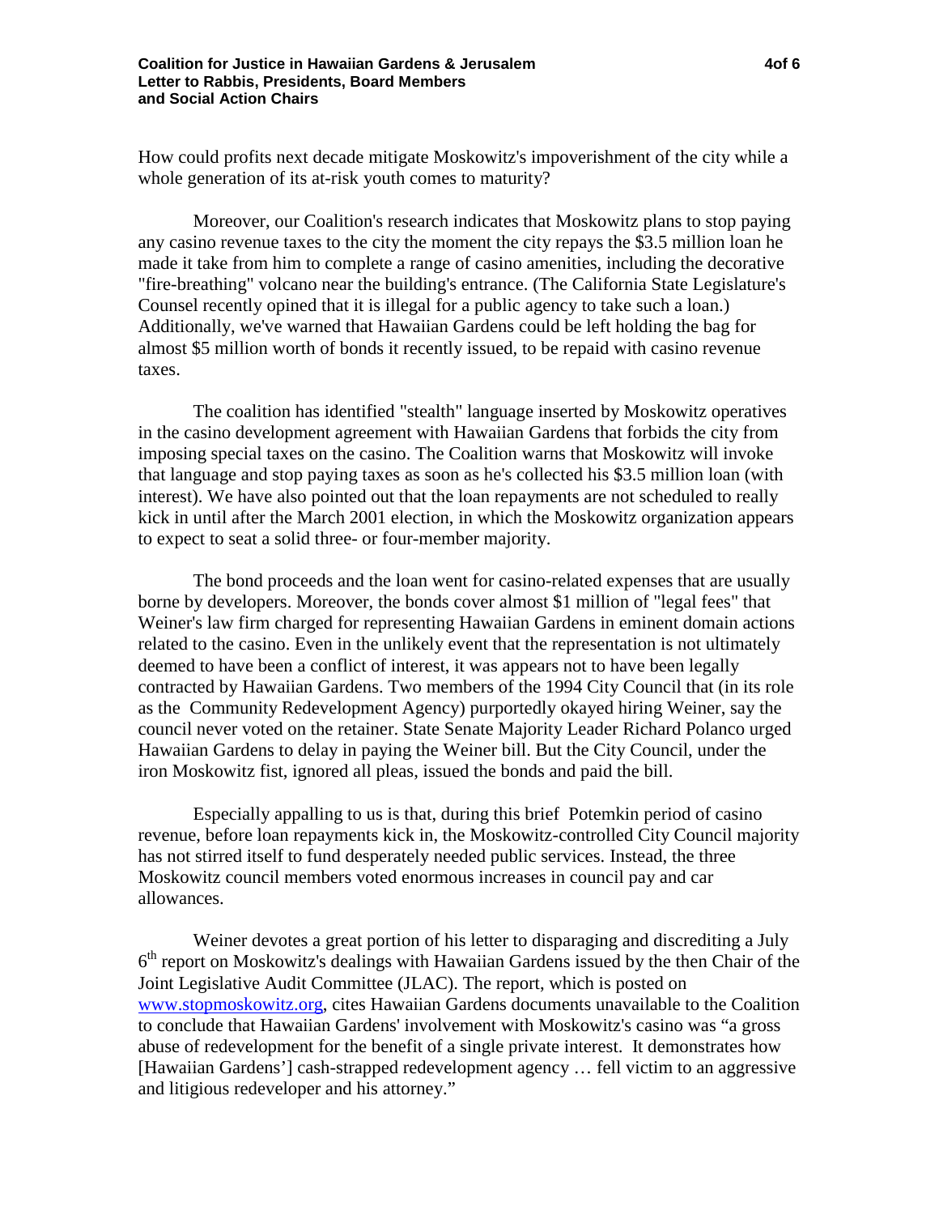How could profits next decade mitigate Moskowitz's impoverishment of the city while a whole generation of its at-risk youth comes to maturity?

Moreover, our Coalition's research indicates that Moskowitz plans to stop paying any casino revenue taxes to the city the moment the city repays the $3.5 million loan he made it take from him to complete a range of casino amenities, including the decorative "fire-breathing" volcano near the building's entrance. (The California State Legislature's Counsel recently opined that it is illegal for a public agency to take such a loan.) Additionally, we've warned that Hawaiian Gardens could be left holding the bag for almost $5 million worth of bonds it recently issued, to be repaid with casino revenue taxes.

The coalition has identified "stealth" language inserted by Moskowitz operatives in the casino development agreement with Hawaiian Gardens that forbids the city from imposing special taxes on the casino. The Coalition warns that Moskowitz will invoke that language and stop paying taxes as soon as he's collected his $3.5 million loan (with interest). We have also pointed out that the loan repayments are not scheduled to really kick in until after the March 2001 election, in which the Moskowitz organization appears to expect to seat a solid three- or four-member majority.

The bond proceeds and the loan went for casino-related expenses that are usually borne by developers. Moreover, the bonds cover almost $1 million of "legal fees" that Weiner's law firm charged for representing Hawaiian Gardens in eminent domain actions related to the casino. Even in the unlikely event that the representation is not ultimately deemed to have been a conflict of interest, it was appears not to have been legally contracted by Hawaiian Gardens. Two members of the 1994 City Council that (in its role as the Community Redevelopment Agency) purportedly okayed hiring Weiner, say the council never voted on the retainer. State Senate Majority Leader Richard Polanco urged Hawaiian Gardens to delay in paying the Weiner bill. But the City Council, under the iron Moskowitz fist, ignored all pleas, issued the bonds and paid the bill.

Especially appalling to us is that, during this brief Potemkin period of casino revenue, before loan repayments kick in, the Moskowitz-controlled City Council majority has not stirred itself to fund desperately needed public services. Instead, the three Moskowitz council members voted enormous increases in council pay and car allowances.

Weiner devotes a great portion of his letter to disparaging and discrediting a July 6th report on Moskowitz's dealings with Hawaiian Gardens issued by the then Chair of the Joint Legislative Audit Committee (JLAC). The report, which is posted on [www.stopmoskowitz.org](http://www.stopmoskowitz.org), cites Hawaiian Gardens documents unavailable to the Coalition to conclude that Hawaiian Gardens' involvement with Moskowitz's casino was "a gross abuse of redevelopment for the benefit of a single private interest. It demonstrates how [Hawaiian Gardens'] cash-strapped redevelopment agency … fell victim to an aggressive and litigious redeveloper and his attorney."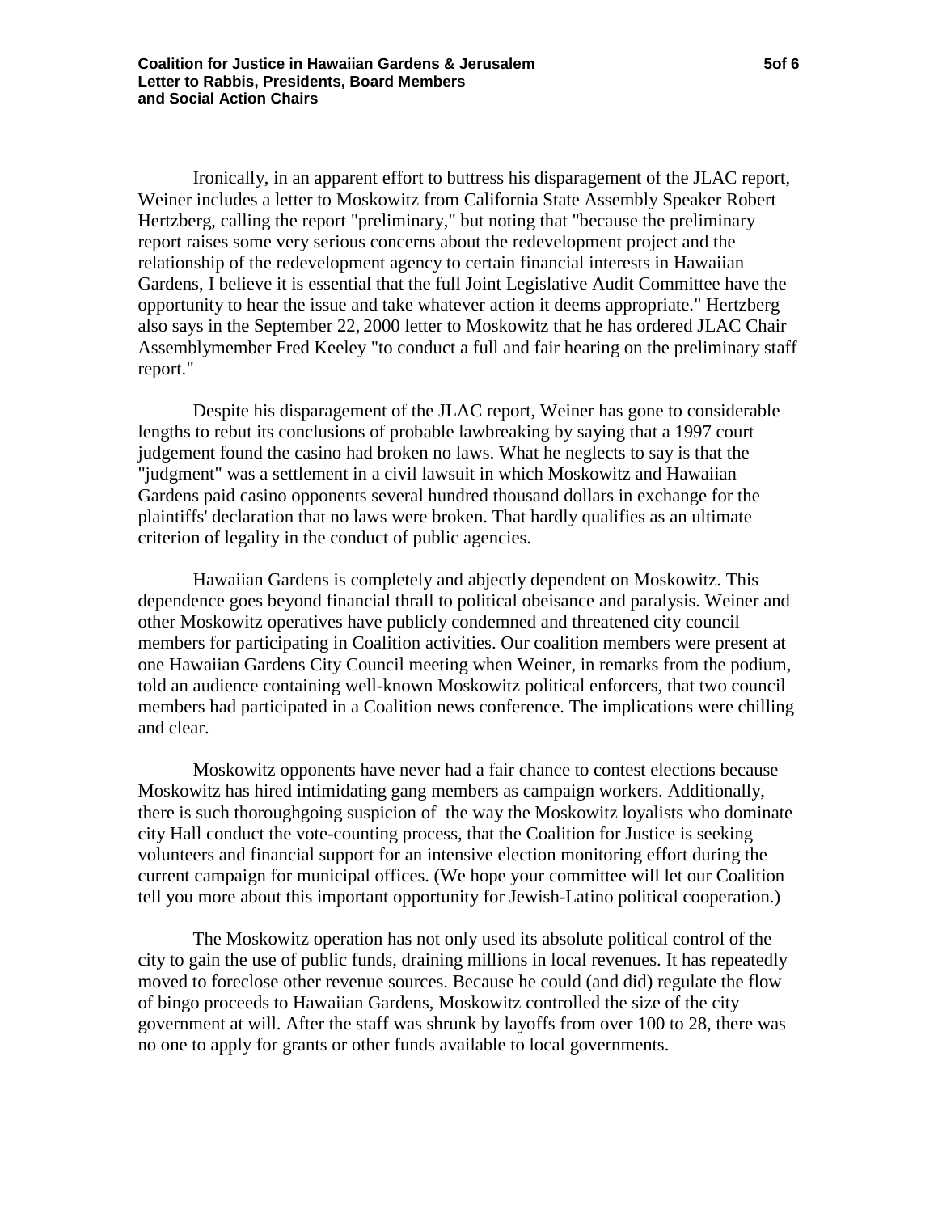Ironically, in an apparent effort to buttress his disparagement of the JLAC report, Weiner includes a letter to Moskowitz from California State Assembly Speaker Robert Hertzberg, calling the report "preliminary," but noting that "because the preliminary report raises some very serious concerns about the redevelopment project and the relationship of the redevelopment agency to certain financial interests in Hawaiian Gardens, I believe it is essential that the full Joint Legislative Audit Committee have the opportunity to hear the issue and take whatever action it deems appropriate." Hertzberg also says in the September 22, 2000 letter to Moskowitz that he has ordered JLAC Chair Assemblymember Fred Keeley "to conduct a full and fair hearing on the preliminary staff report."

Despite his disparagement of the JLAC report, Weiner has gone to considerable lengths to rebut its conclusions of probable lawbreaking by saying that a 1997 court judgement found the casino had broken no laws. What he neglects to say is that the "judgment" was a settlement in a civil lawsuit in which Moskowitz and Hawaiian Gardens paid casino opponents several hundred thousand dollars in exchange for the plaintiffs' declaration that no laws were broken. That hardly qualifies as an ultimate criterion of legality in the conduct of public agencies.

Hawaiian Gardens is completely and abjectly dependent on Moskowitz. This dependence goes beyond financial thrall to political obeisance and paralysis. Weiner and other Moskowitz operatives have publicly condemned and threatened city council members for participating in Coalition activities. Our coalition members were present at one Hawaiian Gardens City Council meeting when Weiner, in remarks from the podium, told an audience containing well-known Moskowitz political enforcers, that two council members had participated in a Coalition news conference. The implications were chilling and clear.

Moskowitz opponents have never had a fair chance to contest elections because Moskowitz has hired intimidating gang members as campaign workers. Additionally, there is such thoroughgoing suspicion of the way the Moskowitz loyalists who dominate city Hall conduct the vote-counting process, that the Coalition for Justice is seeking volunteers and financial support for an intensive election monitoring effort during the current campaign for municipal offices. (We hope your committee will let our Coalition tell you more about this important opportunity for Jewish-Latino political cooperation.)

The Moskowitz operation has not only used its absolute political control of the city to gain the use of public funds, draining millions in local revenues. It has repeatedly moved to foreclose other revenue sources. Because he could (and did) regulate the flow of bingo proceeds to Hawaiian Gardens, Moskowitz controlled the size of the city government at will. After the staff was shrunk by layoffs from over 100 to 28, there was no one to apply for grants or other funds available to local governments.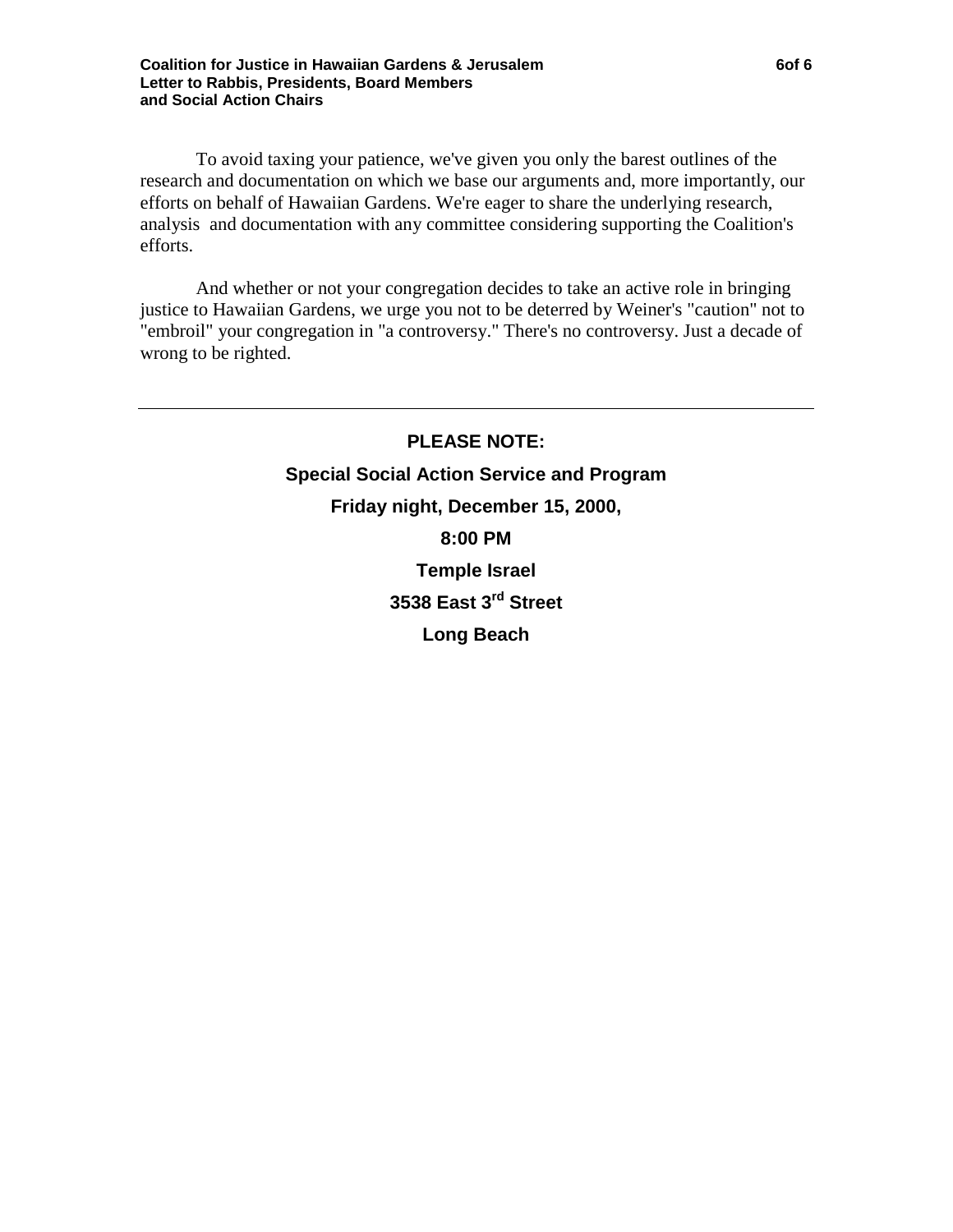To avoid taxing your patience, we've given you only the barest outlines of the research and documentation on which we base our arguments and, more importantly, our efforts on behalf of Hawaiian Gardens. We're eager to share the underlying research, analysis and documentation with any committee considering supporting the Coalition's efforts.

And whether or not your congregation decides to take an active role in bringing justice to Hawaiian Gardens, we urge you not to be deterred by Weiner's "caution" not to "embroil" your congregation in "a controversy." There's no controversy. Just a decade of wrong to be righted.

---

**PLEASE NOTE:**

**Special Social Action Service and Program**

**Friday night, December 15, 2000,**

**8:00 PM**

**Temple Israel**

**3538 East 3rd Street**

**Long Beach**